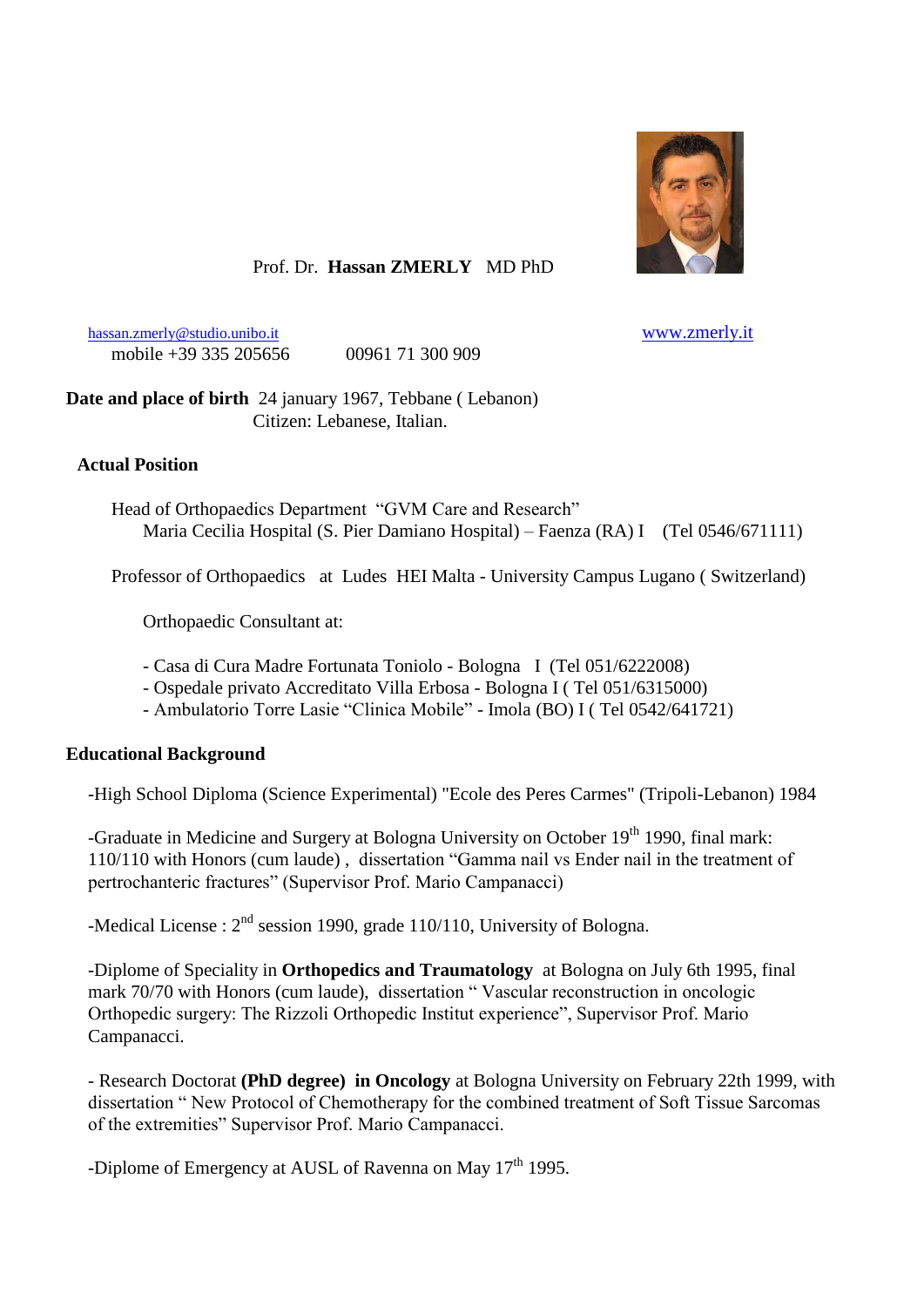Prof. Dr. **Hassan ZMERLY** MD PhD

hassan.zmerly@studio.unibo.it www.zmerly.it

mobile +39 335 205656 00961 71 300 909

**Date and place of birth** 24 january 1967, Tebbane ( Lebanon)
Citizen: Lebanese, Italian.

## Actual Position

Head of Orthopaedics Department "GVM Care and Research"
Maria Cecilia Hospital (S. Pier Damiano Hospital) – Faenza (RA) I (Tel 0546/671111)

Professor of Orthopaedics at Ludes HEI Malta - University Campus Lugano ( Switzerland)

Orthopaedic Consultant at:

- Casa di Cura Madre Fortunata Toniolo - Bologna I (Tel 051/6222008)
- Ospedale privato Accreditato Villa Erbosa - Bologna I ( Tel 051/6315000)
- Ambulatorio Torre Lasie "Clinica Mobile" - Imola (BO) I ( Tel 0542/641721)

## Educational Background

-High School Diploma (Science Experimental) "Ecole des Peres Carmes" (Tripoli-Lebanon) 1984

-Graduate in Medicine and Surgery at Bologna University on October 19th 1990, final mark: 110/110 with Honors (cum laude) , dissertation "Gamma nail vs Ender nail in the treatment of pertrochanteric fractures" (Supervisor Prof. Mario Campanacci)

-Medical License : 2nd session 1990, grade 110/110, University of Bologna.

-Diplome of Speciality in **Orthopedics and Traumatology** at Bologna on July 6th 1995, final mark 70/70 with Honors (cum laude), dissertation " Vascular reconstruction in oncologic Orthopedic surgery: The Rizzoli Orthopedic Institut experience", Supervisor Prof. Mario Campanacci.

- Research Doctorat **(PhD degree) in Oncology** at Bologna University on February 22th 1999, with dissertation " New Protocol of Chemotherapy for the combined treatment of Soft Tissue Sarcomas of the extremities" Supervisor Prof. Mario Campanacci.

-Diplome of Emergency at AUSL of Ravenna on May 17th 1995.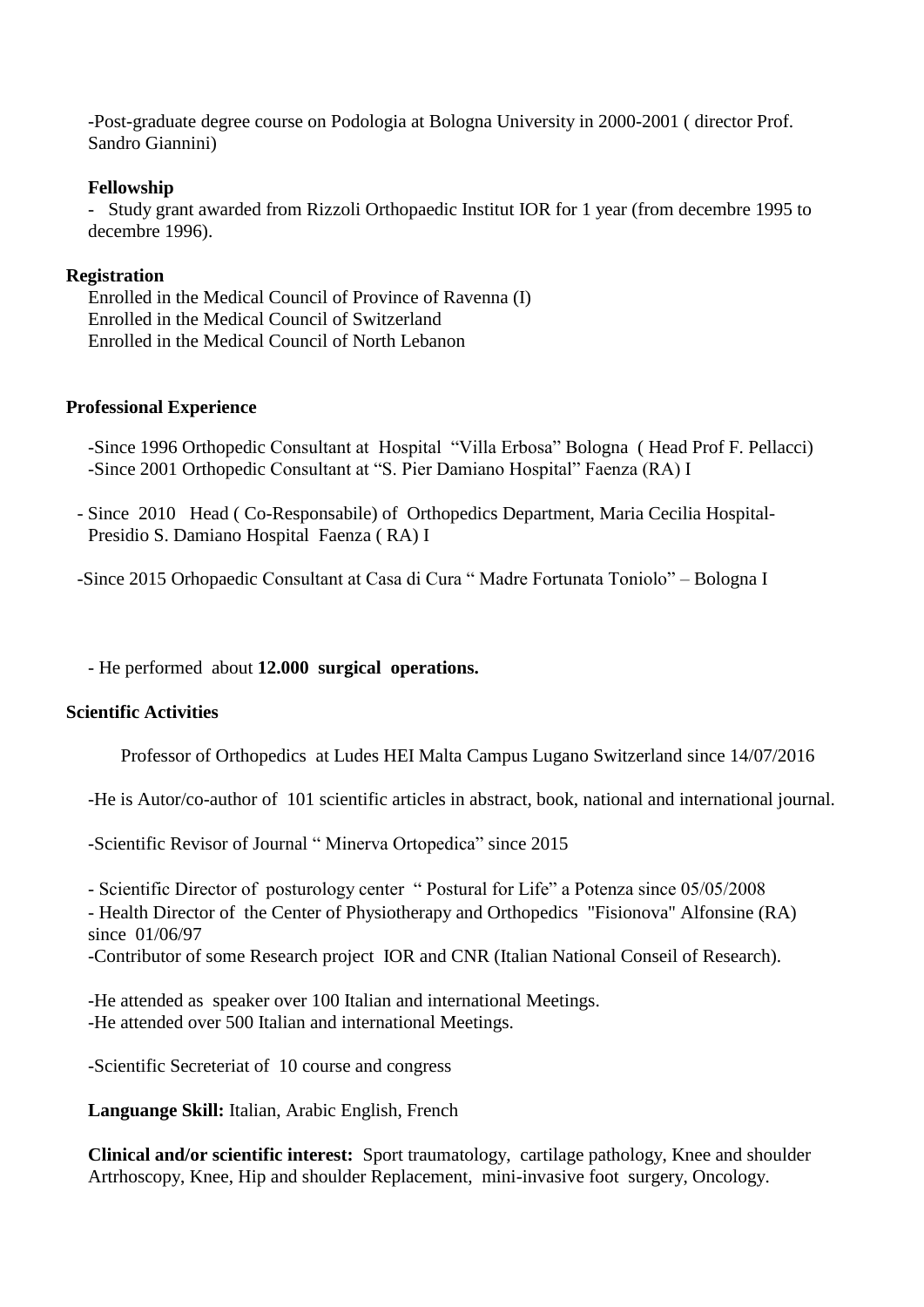-Post-graduate degree course on Podologia at Bologna University in 2000-2001 ( director Prof. Sandro Giannini)

**Fellowship**

- Study grant awarded from Rizzoli Orthopaedic Institut IOR for 1 year (from decembre 1995 to decembre 1996).

**Registration**

Enrolled in the Medical Council of Province of Ravenna (I)
Enrolled in the Medical Council of Switzerland
Enrolled in the Medical Council of North Lebanon

**Professional Experience**

-Since 1996 Orthopedic Consultant at Hospital "Villa Erbosa" Bologna ( Head Prof F. Pellacci)
-Since 2001 Orthopedic Consultant at "S. Pier Damiano Hospital" Faenza (RA) I

- Since 2010 Head ( Co-Responsabile) of Orthopedics Department, Maria Cecilia Hospital-Presidio S. Damiano Hospital Faenza ( RA) I

-Since 2015 Orhopaedic Consultant at Casa di Cura " Madre Fortunata Toniolo" – Bologna I

- He performed about **12.000 surgical operations.**

**Scientific Activities**

Professor of Orthopedics at Ludes HEI Malta Campus Lugano Switzerland since 14/07/2016

-He is Autor/co-author of 101 scientific articles in abstract, book, national and international journal.

-Scientific Revisor of Journal " Minerva Ortopedica" since 2015

- Scientific Director of posturology center " Postural for Life" a Potenza since 05/05/2008
- Health Director of the Center of Physiotherapy and Orthopedics "Fisionova" Alfonsine (RA) since 01/06/97
-Contributor of some Research project IOR and CNR (Italian National Conseil of Research).

-He attended as speaker over 100 Italian and international Meetings.
-He attended over 500 Italian and international Meetings.

-Scientific Secreteriat of 10 course and congress

**Languange Skill:** Italian, Arabic English, French

**Clinical and/or scientific interest:** Sport traumatology, cartilage pathology, Knee and shoulder Artrhoscopy, Knee, Hip and shoulder Replacement, mini-invasive foot surgery, Oncology.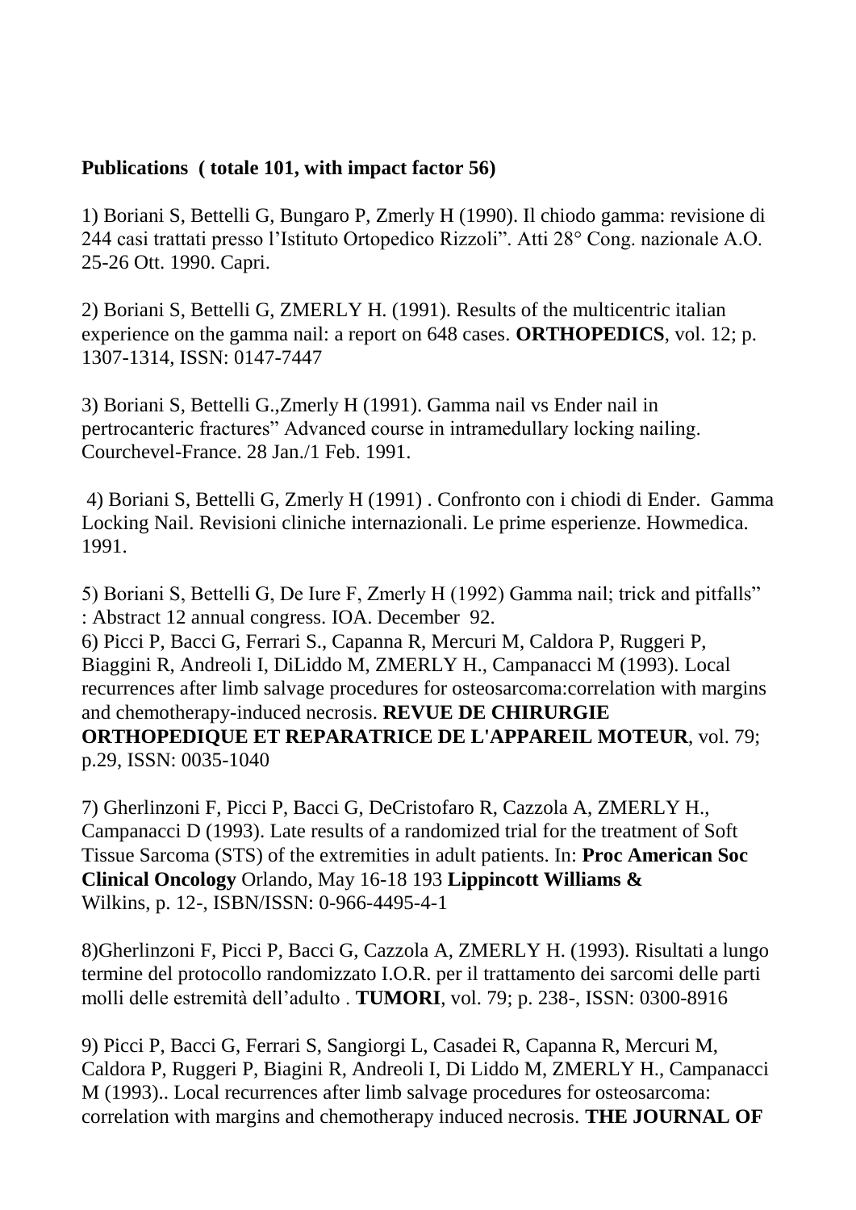**Publications ( totale 101, with impact factor 56)**

1) Boriani S, Bettelli G, Bungaro P, Zmerly H (1990). Il chiodo gamma: revisione di 244 casi trattati presso l'Istituto Ortopedico Rizzoli". Atti 28° Cong. nazionale A.O. 25-26 Ott. 1990. Capri.

2) Boriani S, Bettelli G, ZMERLY H. (1991). Results of the multicentric italian experience on the gamma nail: a report on 648 cases. **ORTHOPEDICS**, vol. 12; p. 1307-1314, ISSN: 0147-7447

3) Boriani S, Bettelli G.,Zmerly H (1991). Gamma nail vs Ender nail in pertrocanteric fractures" Advanced course in intramedullary locking nailing. Courchevel-France. 28 Jan./1 Feb. 1991.

4) Boriani S, Bettelli G, Zmerly H (1991) . Confronto con i chiodi di Ender. Gamma Locking Nail. Revisioni cliniche internazionali. Le prime esperienze. Howmedica. 1991.

5) Boriani S, Bettelli G, De Iure F, Zmerly H (1992) Gamma nail; trick and pitfalls" : Abstract 12 annual congress. IOA. December 92.

6) Picci P, Bacci G, Ferrari S., Capanna R, Mercuri M, Caldora P, Ruggeri P, Biaggini R, Andreoli I, DiLiddo M, ZMERLY H., Campanacci M (1993). Local recurrences after limb salvage procedures for osteosarcoma:correlation with margins and chemotherapy-induced necrosis. **REVUE DE CHIRURGIE ORTHOPEDIQUE ET REPARATRICE DE L'APPAREIL MOTEUR**, vol. 79; p.29, ISSN: 0035-1040

7) Gherlinzoni F, Picci P, Bacci G, DeCristofaro R, Cazzola A, ZMERLY H., Campanacci D (1993). Late results of a randomized trial for the treatment of Soft Tissue Sarcoma (STS) of the extremities in adult patients. In: **Proc American Soc Clinical Oncology** Orlando, May 16-18 193 **Lippincott Williams &** Wilkins, p. 12-, ISBN/ISSN: 0-966-4495-4-1

8)Gherlinzoni F, Picci P, Bacci G, Cazzola A, ZMERLY H. (1993). Risultati a lungo termine del protocollo randomizzato I.O.R. per il trattamento dei sarcomi delle parti molli delle estremità dell'adulto . **TUMORI**, vol. 79; p. 238-, ISSN: 0300-8916

9) Picci P, Bacci G, Ferrari S, Sangiorgi L, Casadei R, Capanna R, Mercuri M, Caldora P, Ruggeri P, Biagini R, Andreoli I, Di Liddo M, ZMERLY H., Campanacci M (1993).. Local recurrences after limb salvage procedures for osteosarcoma: correlation with margins and chemotherapy induced necrosis. **THE JOURNAL OF**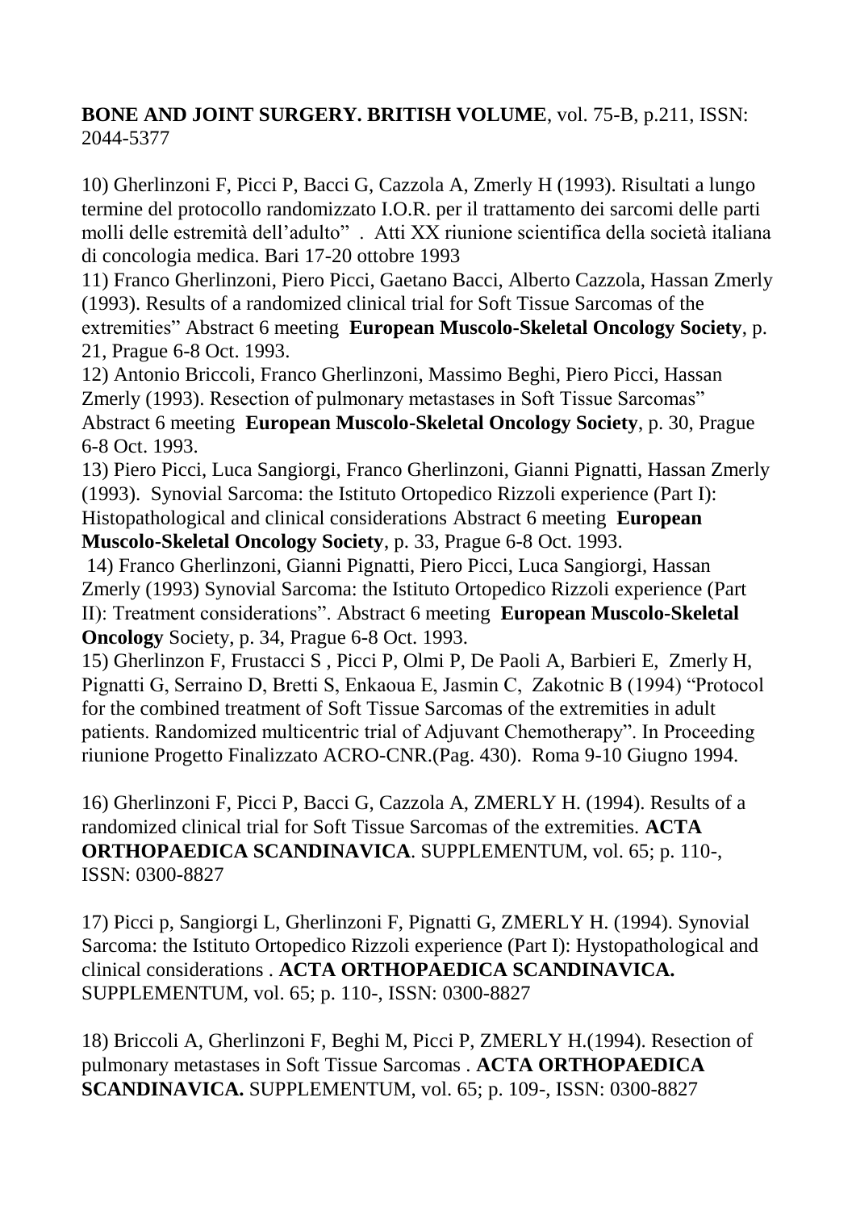**BONE AND JOINT SURGERY. BRITISH VOLUME**, vol. 75-B, p.211, ISSN: 2044-5377

10) Gherlinzoni F, Picci P, Bacci G, Cazzola A, Zmerly H (1993). Risultati a lungo termine del protocollo randomizzato I.O.R. per il trattamento dei sarcomi delle parti molli delle estremità dell'adulto" . Atti XX riunione scientifica della società italiana di concologia medica. Bari 17-20 ottobre 1993

11) Franco Gherlinzoni, Piero Picci, Gaetano Bacci, Alberto Cazzola, Hassan Zmerly (1993). Results of a randomized clinical trial for Soft Tissue Sarcomas of the extremities" Abstract 6 meeting **European Muscolo-Skeletal Oncology Society**, p. 21, Prague 6-8 Oct. 1993.

12) Antonio Briccoli, Franco Gherlinzoni, Massimo Beghi, Piero Picci, Hassan Zmerly (1993). Resection of pulmonary metastases in Soft Tissue Sarcomas" Abstract 6 meeting **European Muscolo-Skeletal Oncology Society**, p. 30, Prague 6-8 Oct. 1993.

13) Piero Picci, Luca Sangiorgi, Franco Gherlinzoni, Gianni Pignatti, Hassan Zmerly (1993). Synovial Sarcoma: the Istituto Ortopedico Rizzoli experience (Part I): Histopathological and clinical considerations Abstract 6 meeting **European Muscolo-Skeletal Oncology Society**, p. 33, Prague 6-8 Oct. 1993.

14) Franco Gherlinzoni, Gianni Pignatti, Piero Picci, Luca Sangiorgi, Hassan Zmerly (1993) Synovial Sarcoma: the Istituto Ortopedico Rizzoli experience (Part II): Treatment considerations". Abstract 6 meeting **European Muscolo-Skeletal Oncology** Society, p. 34, Prague 6-8 Oct. 1993.

15) Gherlinzon F, Frustacci S , Picci P, Olmi P, De Paoli A, Barbieri E, Zmerly H, Pignatti G, Serraino D, Bretti S, Enkaoua E, Jasmin C, Zakotnic B (1994) "Protocol for the combined treatment of Soft Tissue Sarcomas of the extremities in adult patients. Randomized multicentric trial of Adjuvant Chemotherapy". In Proceeding riunione Progetto Finalizzato ACRO-CNR.(Pag. 430). Roma 9-10 Giugno 1994.

16) Gherlinzoni F, Picci P, Bacci G, Cazzola A, ZMERLY H. (1994). Results of a randomized clinical trial for Soft Tissue Sarcomas of the extremities. **ACTA ORTHOPAEDICA SCANDINAVICA**. SUPPLEMENTUM, vol. 65; p. 110-, ISSN: 0300-8827

17) Picci p, Sangiorgi L, Gherlinzoni F, Pignatti G, ZMERLY H. (1994). Synovial Sarcoma: the Istituto Ortopedico Rizzoli experience (Part I): Hystopathological and clinical considerations . **ACTA ORTHOPAEDICA SCANDINAVICA.** SUPPLEMENTUM, vol. 65; p. 110-, ISSN: 0300-8827

18) Briccoli A, Gherlinzoni F, Beghi M, Picci P, ZMERLY H.(1994). Resection of pulmonary metastases in Soft Tissue Sarcomas . **ACTA ORTHOPAEDICA SCANDINAVICA.** SUPPLEMENTUM, vol. 65; p. 109-, ISSN: 0300-8827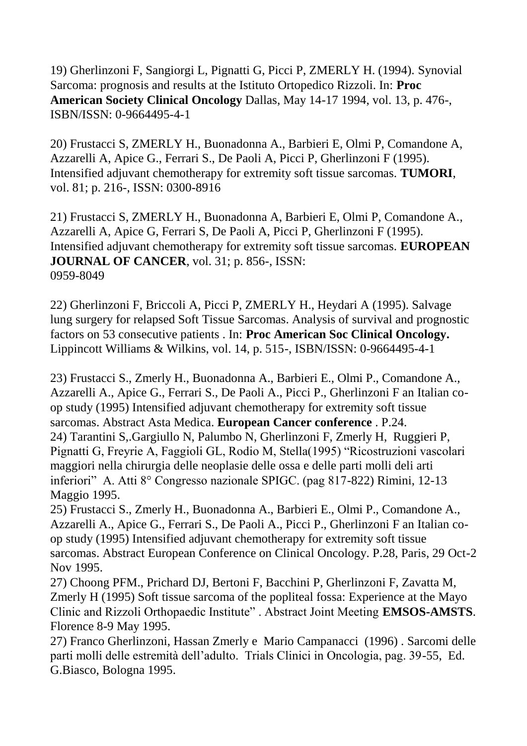19) Gherlinzoni F, Sangiorgi L, Pignatti G, Picci P, ZMERLY H. (1994). Synovial Sarcoma: prognosis and results at the Istituto Ortopedico Rizzoli. In: **Proc American Society Clinical Oncology** Dallas, May 14-17 1994, vol. 13, p. 476-, ISBN/ISSN: 0-9664495-4-1

20) Frustacci S, ZMERLY H., Buonadonna A., Barbieri E, Olmi P, Comandone A, Azzarelli A, Apice G., Ferrari S., De Paoli A, Picci P, Gherlinzoni F (1995). Intensified adjuvant chemotherapy for extremity soft tissue sarcomas. **TUMORI**, vol. 81; p. 216-, ISSN: 0300-8916

21) Frustacci S, ZMERLY H., Buonadonna A, Barbieri E, Olmi P, Comandone A., Azzarelli A, Apice G, Ferrari S, De Paoli A, Picci P, Gherlinzoni F (1995). Intensified adjuvant chemotherapy for extremity soft tissue sarcomas. **EUROPEAN JOURNAL OF CANCER**, vol. 31; p. 856-, ISSN: 0959-8049

22) Gherlinzoni F, Briccoli A, Picci P, ZMERLY H., Heydari A (1995). Salvage lung surgery for relapsed Soft Tissue Sarcomas. Analysis of survival and prognostic factors on 53 consecutive patients . In: **Proc American Soc Clinical Oncology.** Lippincott Williams & Wilkins, vol. 14, p. 515-, ISBN/ISSN: 0-9664495-4-1

23) Frustacci S., Zmerly H., Buonadonna A., Barbieri E., Olmi P., Comandone A., Azzarelli A., Apice G., Ferrari S., De Paoli A., Picci P., Gherlinzoni F an Italian co-op study (1995) Intensified adjuvant chemotherapy for extremity soft tissue sarcomas. Abstract Asta Medica. **European Cancer conference** . P.24.

24) Tarantini S,.Gargiullo N, Palumbo N, Gherlinzoni F, Zmerly H, Ruggieri P, Pignatti G, Freyrie A, Faggioli GL, Rodio M, Stella(1995) "Ricostruzioni vascolari maggiori nella chirurgia delle neoplasie delle ossa e delle parti molli deli arti inferiori" A. Atti 8° Congresso nazionale SPIGC. (pag 817-822) Rimini, 12-13 Maggio 1995.

25) Frustacci S., Zmerly H., Buonadonna A., Barbieri E., Olmi P., Comandone A., Azzarelli A., Apice G., Ferrari S., De Paoli A., Picci P., Gherlinzoni F an Italian co-op study (1995) Intensified adjuvant chemotherapy for extremity soft tissue sarcomas. Abstract European Conference on Clinical Oncology. P.28, Paris, 29 Oct-2 Nov 1995.

27) Choong PFM., Prichard DJ, Bertoni F, Bacchini P, Gherlinzoni F, Zavatta M, Zmerly H (1995) Soft tissue sarcoma of the popliteal fossa: Experience at the Mayo Clinic and Rizzoli Orthopaedic Institute" . Abstract Joint Meeting **EMSOS-AMSTS**. Florence 8-9 May 1995.

27) Franco Gherlinzoni, Hassan Zmerly e Mario Campanacci (1996) . Sarcomi delle parti molli delle estremità dell'adulto. Trials Clinici in Oncologia, pag. 39-55, Ed. G.Biasco, Bologna 1995.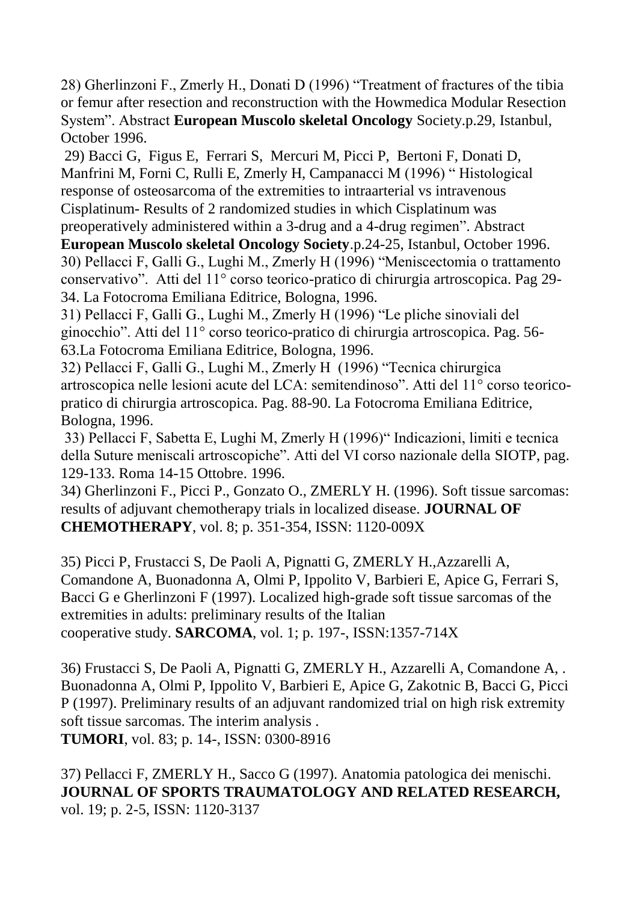28) Gherlinzoni F., Zmerly H., Donati D (1996) "Treatment of fractures of the tibia or femur after resection and reconstruction with the Howmedica Modular Resection System". Abstract **European Muscolo skeletal Oncology** Society.p.29, Istanbul, October 1996.

29) Bacci G, Figus E, Ferrari S, Mercuri M, Picci P, Bertoni F, Donati D, Manfrini M, Forni C, Rulli E, Zmerly H, Campanacci M (1996) " Histological response of osteosarcoma of the extremities to intraarterial vs intravenous Cisplatinum- Results of 2 randomized studies in which Cisplatinum was preoperatively administered within a 3-drug and a 4-drug regimen". Abstract **European Muscolo skeletal Oncology Society**.p.24-25, Istanbul, October 1996.

30) Pellacci F, Galli G., Lughi M., Zmerly H (1996) "Meniscectomia o trattamento conservativo". Atti del 11° corso teorico-pratico di chirurgia artroscopica. Pag 29-34. La Fotocroma Emiliana Editrice, Bologna, 1996.

31) Pellacci F, Galli G., Lughi M., Zmerly H (1996) "Le pliche sinoviali del ginocchio". Atti del 11° corso teorico-pratico di chirurgia artroscopica. Pag. 56-63.La Fotocroma Emiliana Editrice, Bologna, 1996.

32) Pellacci F, Galli G., Lughi M., Zmerly H (1996) "Tecnica chirurgica artroscopica nelle lesioni acute del LCA: semitendinoso". Atti del 11° corso teorico-pratico di chirurgia artroscopica. Pag. 88-90. La Fotocroma Emiliana Editrice, Bologna, 1996.

33) Pellacci F, Sabetta E, Lughi M, Zmerly H (1996)" Indicazioni, limiti e tecnica della Suture meniscali artroscopiche". Atti del VI corso nazionale della SIOTP, pag. 129-133. Roma 14-15 Ottobre. 1996.

34) Gherlinzoni F., Picci P., Gonzato O., ZMERLY H. (1996). Soft tissue sarcomas: results of adjuvant chemotherapy trials in localized disease. **JOURNAL OF CHEMOTHERAPY**, vol. 8; p. 351-354, ISSN: 1120-009X

35) Picci P, Frustacci S, De Paoli A, Pignatti G, ZMERLY H.,Azzarelli A, Comandone A, Buonadonna A, Olmi P, Ippolito V, Barbieri E, Apice G, Ferrari S, Bacci G e Gherlinzoni F (1997). Localized high-grade soft tissue sarcomas of the extremities in adults: preliminary results of the Italian cooperative study. **SARCOMA**, vol. 1; p. 197-, ISSN:1357-714X

36) Frustacci S, De Paoli A, Pignatti G, ZMERLY H., Azzarelli A, Comandone A, . Buonadonna A, Olmi P, Ippolito V, Barbieri E, Apice G, Zakotnic B, Bacci G, Picci P (1997). Preliminary results of an adjuvant randomized trial on high risk extremity soft tissue sarcomas. The interim analysis .
**TUMORI**, vol. 83; p. 14-, ISSN: 0300-8916

37) Pellacci F, ZMERLY H., Sacco G (1997). Anatomia patologica dei menischi. **JOURNAL OF SPORTS TRAUMATOLOGY AND RELATED RESEARCH,** vol. 19; p. 2-5, ISSN: 1120-3137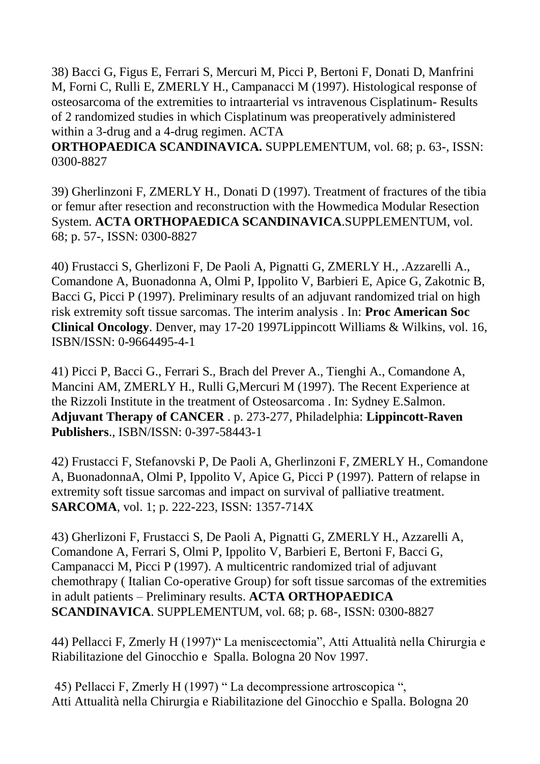38) Bacci G, Figus E, Ferrari S, Mercuri M, Picci P, Bertoni F, Donati D, Manfrini M, Forni C, Rulli E, ZMERLY H., Campanacci M (1997). Histological response of osteosarcoma of the extremities to intraarterial vs intravenous Cisplatinum- Results of 2 randomized studies in which Cisplatinum was preoperatively administered within a 3-drug and a 4-drug regimen. ACTA **ORTHOPAEDICA SCANDINAVICA.** SUPPLEMENTUM, vol. 68; p. 63-, ISSN: 0300-8827

39) Gherlinzoni F, ZMERLY H., Donati D (1997). Treatment of fractures of the tibia or femur after resection and reconstruction with the Howmedica Modular Resection System. **ACTA ORTHOPAEDICA SCANDINAVICA**.SUPPLEMENTUM, vol. 68; p. 57-, ISSN: 0300-8827

40) Frustacci S, Gherlizoni F, De Paoli A, Pignatti G, ZMERLY H., .Azzarelli A., Comandone A, Buonadonna A, Olmi P, Ippolito V, Barbieri E, Apice G, Zakotnic B, Bacci G, Picci P (1997). Preliminary results of an adjuvant randomized trial on high risk extremity soft tissue sarcomas. The interim analysis . In: **Proc American Soc Clinical Oncology**. Denver, may 17-20 1997Lippincott Williams & Wilkins, vol. 16, ISBN/ISSN: 0-9664495-4-1

41) Picci P, Bacci G., Ferrari S., Brach del Prever A., Tienghi A., Comandone A, Mancini AM, ZMERLY H., Rulli G,Mercuri M (1997). The Recent Experience at the Rizzoli Institute in the treatment of Osteosarcoma . In: Sydney E.Salmon. **Adjuvant Therapy of CANCER** . p. 273-277, Philadelphia: **Lippincott-Raven Publishers**., ISBN/ISSN: 0-397-58443-1

42) Frustacci F, Stefanovski P, De Paoli A, Gherlinzoni F, ZMERLY H., Comandone A, BuonadonnaA, Olmi P, Ippolito V, Apice G, Picci P (1997). Pattern of relapse in extremity soft tissue sarcomas and impact on survival of palliative treatment. **SARCOMA**, vol. 1; p. 222-223, ISSN: 1357-714X

43) Gherlizoni F, Frustacci S, De Paoli A, Pignatti G, ZMERLY H., Azzarelli A, Comandone A, Ferrari S, Olmi P, Ippolito V, Barbieri E, Bertoni F, Bacci G, Campanacci M, Picci P (1997). A multicentric randomized trial of adjuvant chemothrapy ( Italian Co-operative Group) for soft tissue sarcomas of the extremities in adult patients – Preliminary results. **ACTA ORTHOPAEDICA SCANDINAVICA**. SUPPLEMENTUM, vol. 68; p. 68-, ISSN: 0300-8827

44) Pellacci F, Zmerly H (1997)" La meniscectomia", Atti Attualità nella Chirurgia e Riabilitazione del Ginocchio e Spalla. Bologna 20 Nov 1997.

45) Pellacci F, Zmerly H (1997) " La decompressione artroscopica ", Atti Attualità nella Chirurgia e Riabilitazione del Ginocchio e Spalla. Bologna 20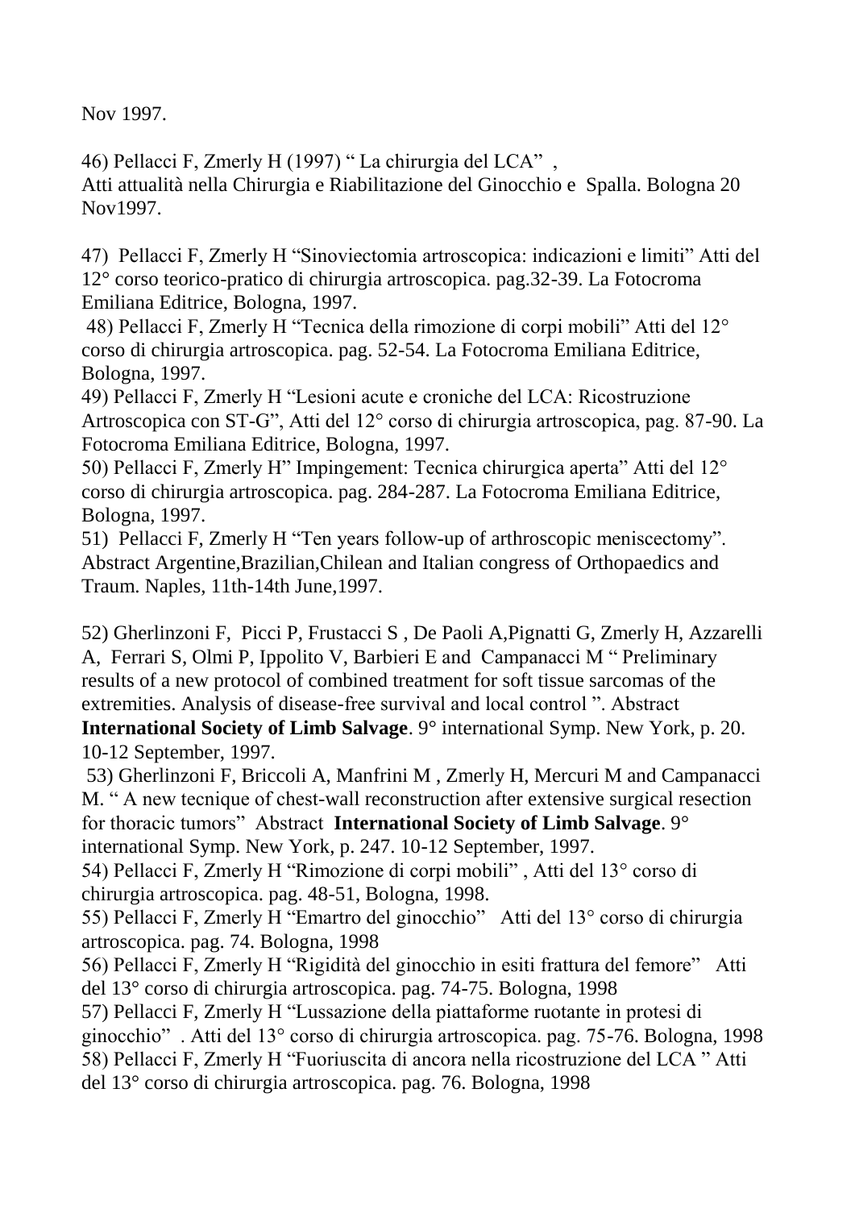Nov 1997.

46) Pellacci F, Zmerly H (1997) " La chirurgia del LCA" ,
Atti attualità nella Chirurgia e Riabilitazione del Ginocchio e Spalla. Bologna 20 Nov1997.

47) Pellacci F, Zmerly H "Sinoviectomia artroscopica: indicazioni e limiti" Atti del 12° corso teorico-pratico di chirurgia artroscopica. pag.32-39. La Fotocroma Emiliana Editrice, Bologna, 1997.

48) Pellacci F, Zmerly H "Tecnica della rimozione di corpi mobili" Atti del 12° corso di chirurgia artroscopica. pag. 52-54. La Fotocroma Emiliana Editrice, Bologna, 1997.

49) Pellacci F, Zmerly H "Lesioni acute e croniche del LCA: Ricostruzione Artroscopica con ST-G", Atti del 12° corso di chirurgia artroscopica, pag. 87-90. La Fotocroma Emiliana Editrice, Bologna, 1997.

50) Pellacci F, Zmerly H" Impingement: Tecnica chirurgica aperta" Atti del 12° corso di chirurgia artroscopica. pag. 284-287. La Fotocroma Emiliana Editrice, Bologna, 1997.

51) Pellacci F, Zmerly H "Ten years follow-up of arthroscopic meniscectomy". Abstract Argentine,Brazilian,Chilean and Italian congress of Orthopaedics and Traum. Naples, 11th-14th June,1997.

52) Gherlinzoni F, Picci P, Frustacci S , De Paoli A,Pignatti G, Zmerly H, Azzarelli A, Ferrari S, Olmi P, Ippolito V, Barbieri E and Campanacci M " Preliminary results of a new protocol of combined treatment for soft tissue sarcomas of the extremities. Analysis of disease-free survival and local control ". Abstract **International Society of Limb Salvage**. 9° international Symp. New York, p. 20. 10-12 September, 1997.

53) Gherlinzoni F, Briccoli A, Manfrini M , Zmerly H, Mercuri M and Campanacci M. " A new tecnique of chest-wall reconstruction after extensive surgical resection for thoracic tumors" Abstract **International Society of Limb Salvage**. 9° international Symp. New York, p. 247. 10-12 September, 1997.

54) Pellacci F, Zmerly H "Rimozione di corpi mobili" , Atti del 13° corso di chirurgia artroscopica. pag. 48-51, Bologna, 1998.

55) Pellacci F, Zmerly H "Emartro del ginocchio" Atti del 13° corso di chirurgia artroscopica. pag. 74. Bologna, 1998

56) Pellacci F, Zmerly H "Rigidità del ginocchio in esiti frattura del femore" Atti del 13° corso di chirurgia artroscopica. pag. 74-75. Bologna, 1998

57) Pellacci F, Zmerly H "Lussazione della piattaforme ruotante in protesi di ginocchio" . Atti del 13° corso di chirurgia artroscopica. pag. 75-76. Bologna, 1998

58) Pellacci F, Zmerly H "Fuoriuscita di ancora nella ricostruzione del LCA " Atti del 13° corso di chirurgia artroscopica. pag. 76. Bologna, 1998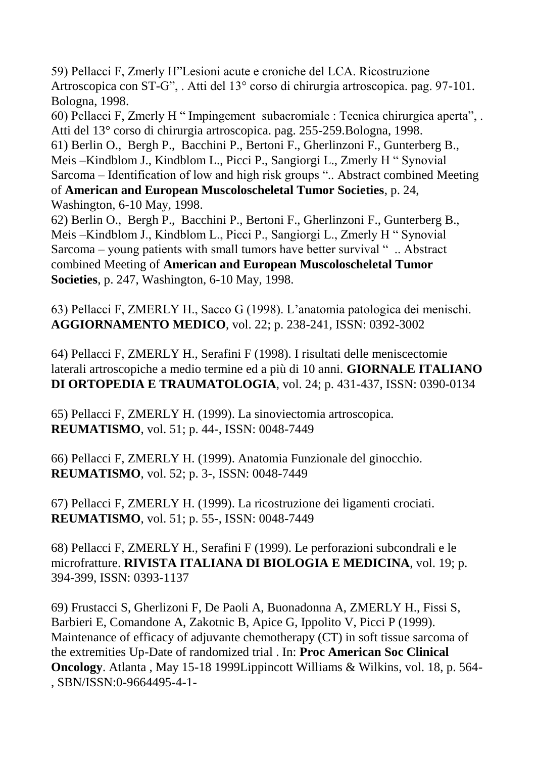59) Pellacci F, Zmerly H"Lesioni acute e croniche del LCA. Ricostruzione Artroscopica con ST-G", . Atti del 13° corso di chirurgia artroscopica. pag. 97-101. Bologna, 1998.
60) Pellacci F, Zmerly H " Impingement subacromiale : Tecnica chirurgica aperta", . Atti del 13° corso di chirurgia artroscopica. pag. 255-259.Bologna, 1998.
61) Berlin O., Bergh P., Bacchini P., Bertoni F., Gherlinzoni F., Gunterberg B., Meis –Kindblom J., Kindblom L., Picci P., Sangiorgi L., Zmerly H " Synovial Sarcoma – Identification of low and high risk groups ".. Abstract combined Meeting of **American and European Muscoloscheletal Tumor Societies**, p. 24, Washington, 6-10 May, 1998.
62) Berlin O., Bergh P., Bacchini P., Bertoni F., Gherlinzoni F., Gunterberg B., Meis –Kindblom J., Kindblom L., Picci P., Sangiorgi L., Zmerly H " Synovial Sarcoma – young patients with small tumors have better survival " .. Abstract combined Meeting of **American and European Muscoloscheletal Tumor Societies**, p. 247, Washington, 6-10 May, 1998.

63) Pellacci F, ZMERLY H., Sacco G (1998). L'anatomia patologica dei menischi. **AGGIORNAMENTO MEDICO**, vol. 22; p. 238-241, ISSN: 0392-3002

64) Pellacci F, ZMERLY H., Serafini F (1998). I risultati delle meniscectomie laterali artroscopiche a medio termine ed a più di 10 anni. **GIORNALE ITALIANO DI ORTOPEDIA E TRAUMATOLOGIA**, vol. 24; p. 431-437, ISSN: 0390-0134

65) Pellacci F, ZMERLY H. (1999). La sinoviectomia artroscopica. **REUMATISMO**, vol. 51; p. 44-, ISSN: 0048-7449

66) Pellacci F, ZMERLY H. (1999). Anatomia Funzionale del ginocchio. **REUMATISMO**, vol. 52; p. 3-, ISSN: 0048-7449

67) Pellacci F, ZMERLY H. (1999). La ricostruzione dei ligamenti crociati. **REUMATISMO**, vol. 51; p. 55-, ISSN: 0048-7449

68) Pellacci F, ZMERLY H., Serafini F (1999). Le perforazioni subcondrali e le microfratture. **RIVISTA ITALIANA DI BIOLOGIA E MEDICINA**, vol. 19; p. 394-399, ISSN: 0393-1137

69) Frustacci S, Gherlizoni F, De Paoli A, Buonadonna A, ZMERLY H., Fissi S, Barbieri E, Comandone A, Zakotnic B, Apice G, Ippolito V, Picci P (1999). Maintenance of efficacy of adjuvante chemotherapy (CT) in soft tissue sarcoma of the extremities Up-Date of randomized trial . In: **Proc American Soc Clinical Oncology**. Atlanta , May 15-18 1999Lippincott Williams & Wilkins, vol. 18, p. 564- , SBN/ISSN:0-9664495-4-1-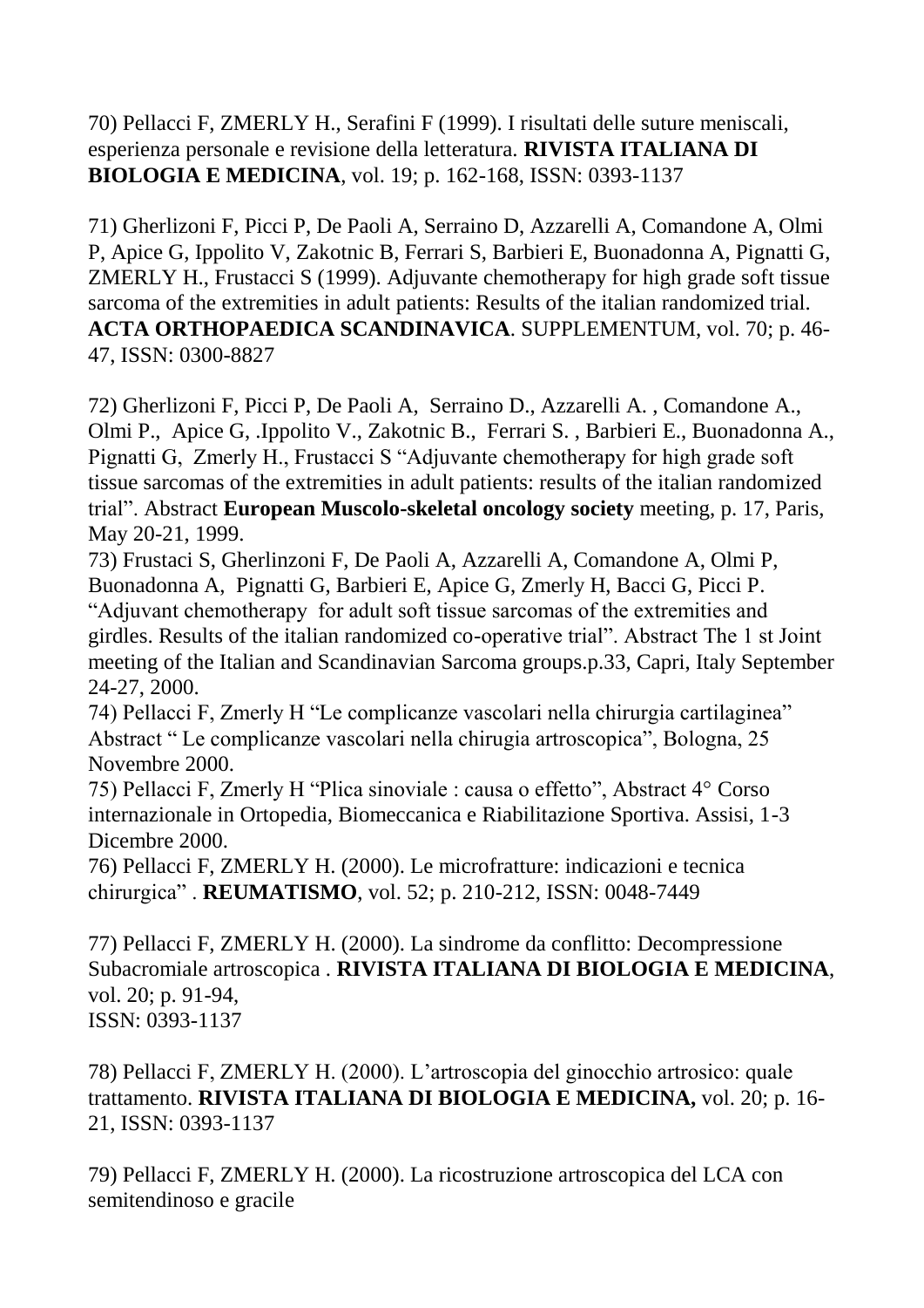70) Pellacci F, ZMERLY H., Serafini F (1999). I risultati delle suture meniscali, esperienza personale e revisione della letteratura. **RIVISTA ITALIANA DI BIOLOGIA E MEDICINA**, vol. 19; p. 162-168, ISSN: 0393-1137

71) Gherlizoni F, Picci P, De Paoli A, Serraino D, Azzarelli A, Comandone A, Olmi P, Apice G, Ippolito V, Zakotnic B, Ferrari S, Barbieri E, Buonadonna A, Pignatti G, ZMERLY H., Frustacci S (1999). Adjuvante chemotherapy for high grade soft tissue sarcoma of the extremities in adult patients: Results of the italian randomized trial. **ACTA ORTHOPAEDICA SCANDINAVICA**. SUPPLEMENTUM, vol. 70; p. 46-47, ISSN: 0300-8827

72) Gherlizoni F, Picci P, De Paoli A, Serraino D., Azzarelli A. , Comandone A., Olmi P., Apice G, .Ippolito V., Zakotnic B., Ferrari S. , Barbieri E., Buonadonna A., Pignatti G, Zmerly H., Frustacci S "Adjuvante chemotherapy for high grade soft tissue sarcomas of the extremities in adult patients: results of the italian randomized trial". Abstract **European Muscolo-skeletal oncology society** meeting, p. 17, Paris, May 20-21, 1999.

73) Frustaci S, Gherlinzoni F, De Paoli A, Azzarelli A, Comandone A, Olmi P, Buonadonna A, Pignatti G, Barbieri E, Apice G, Zmerly H, Bacci G, Picci P. "Adjuvant chemotherapy for adult soft tissue sarcomas of the extremities and girdles. Results of the italian randomized co-operative trial". Abstract The 1 st Joint meeting of the Italian and Scandinavian Sarcoma groups.p.33, Capri, Italy September 24-27, 2000.

74) Pellacci F, Zmerly H "Le complicanze vascolari nella chirurgia cartilaginea" Abstract " Le complicanze vascolari nella chirugia artroscopica", Bologna, 25 Novembre 2000.

75) Pellacci F, Zmerly H "Plica sinoviale : causa o effetto", Abstract 4° Corso internazionale in Ortopedia, Biomeccanica e Riabilitazione Sportiva. Assisi, 1-3 Dicembre 2000.

76) Pellacci F, ZMERLY H. (2000). Le microfratture: indicazioni e tecnica chirurgica" . **REUMATISMO**, vol. 52; p. 210-212, ISSN: 0048-7449

77) Pellacci F, ZMERLY H. (2000). La sindrome da conflitto: Decompressione Subacromiale artroscopica . **RIVISTA ITALIANA DI BIOLOGIA E MEDICINA**, vol. 20; p. 91-94,
ISSN: 0393-1137

78) Pellacci F, ZMERLY H. (2000). L'artroscopia del ginocchio artrosico: quale trattamento. **RIVISTA ITALIANA DI BIOLOGIA E MEDICINA,** vol. 20; p. 16-21, ISSN: 0393-1137

79) Pellacci F, ZMERLY H. (2000). La ricostruzione artroscopica del LCA con semitendinoso e gracile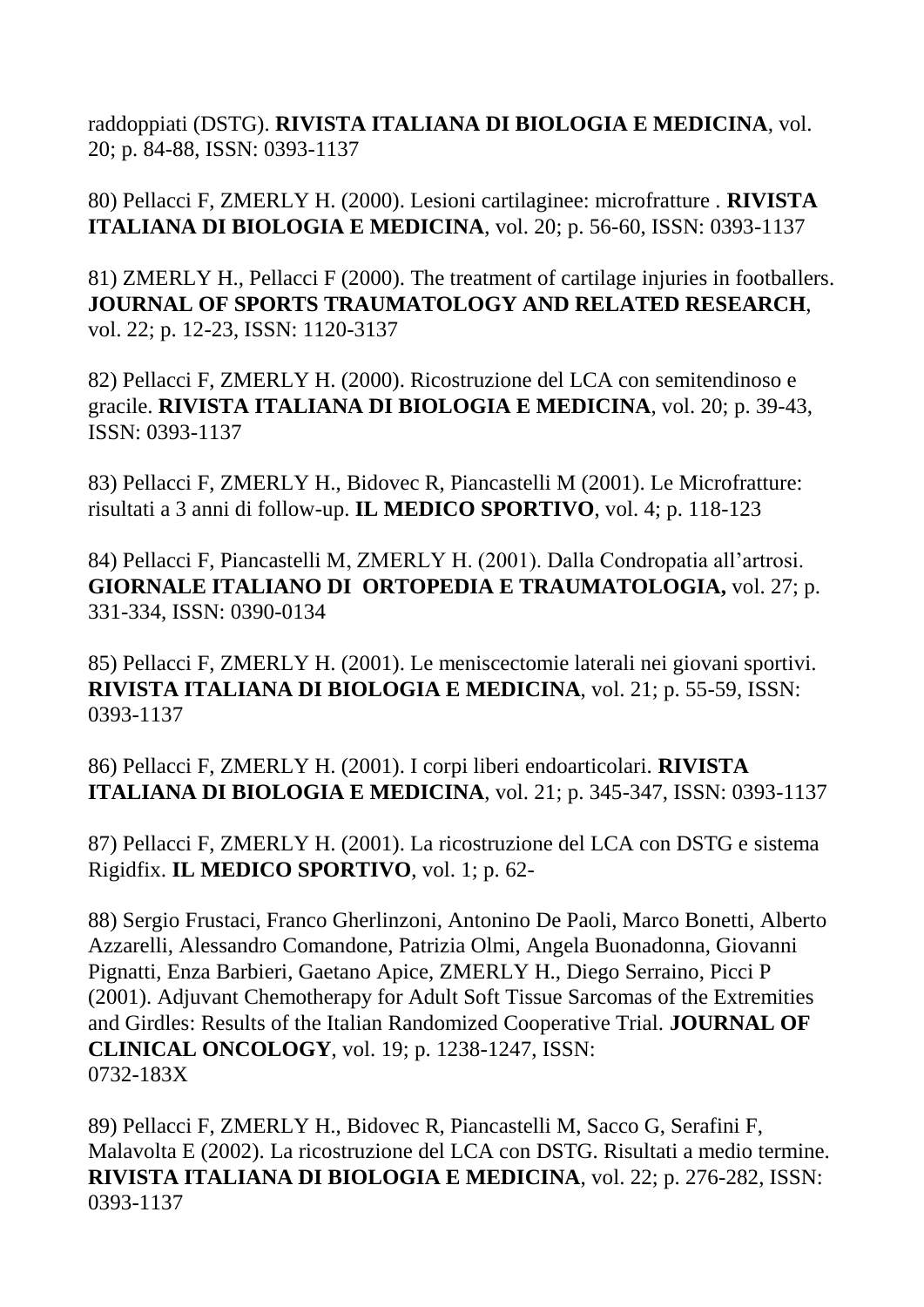raddoppiati (DSTG). **RIVISTA ITALIANA DI BIOLOGIA E MEDICINA**, vol. 20; p. 84-88, ISSN: 0393-1137

80) Pellacci F, ZMERLY H. (2000). Lesioni cartilaginee: microfratture . **RIVISTA ITALIANA DI BIOLOGIA E MEDICINA**, vol. 20; p. 56-60, ISSN: 0393-1137

81) ZMERLY H., Pellacci F (2000). The treatment of cartilage injuries in footballers. **JOURNAL OF SPORTS TRAUMATOLOGY AND RELATED RESEARCH**, vol. 22; p. 12-23, ISSN: 1120-3137

82) Pellacci F, ZMERLY H. (2000). Ricostruzione del LCA con semitendinoso e gracile. **RIVISTA ITALIANA DI BIOLOGIA E MEDICINA**, vol. 20; p. 39-43, ISSN: 0393-1137

83) Pellacci F, ZMERLY H., Bidovec R, Piancastelli M (2001). Le Microfratture: risultati a 3 anni di follow-up. **IL MEDICO SPORTIVO**, vol. 4; p. 118-123

84) Pellacci F, Piancastelli M, ZMERLY H. (2001). Dalla Condropatia all'artrosi. **GIORNALE ITALIANO DI ORTOPEDIA E TRAUMATOLOGIA,** vol. 27; p. 331-334, ISSN: 0390-0134

85) Pellacci F, ZMERLY H. (2001). Le meniscectomie laterali nei giovani sportivi. **RIVISTA ITALIANA DI BIOLOGIA E MEDICINA**, vol. 21; p. 55-59, ISSN: 0393-1137

86) Pellacci F, ZMERLY H. (2001). I corpi liberi endoarticolari. **RIVISTA ITALIANA DI BIOLOGIA E MEDICINA**, vol. 21; p. 345-347, ISSN: 0393-1137

87) Pellacci F, ZMERLY H. (2001). La ricostruzione del LCA con DSTG e sistema Rigidfix. **IL MEDICO SPORTIVO**, vol. 1; p. 62-

88) Sergio Frustaci, Franco Gherlinzoni, Antonino De Paoli, Marco Bonetti, Alberto Azzarelli, Alessandro Comandone, Patrizia Olmi, Angela Buonadonna, Giovanni Pignatti, Enza Barbieri, Gaetano Apice, ZMERLY H., Diego Serraino, Picci P (2001). Adjuvant Chemotherapy for Adult Soft Tissue Sarcomas of the Extremities and Girdles: Results of the Italian Randomized Cooperative Trial. **JOURNAL OF CLINICAL ONCOLOGY**, vol. 19; p. 1238-1247, ISSN: 0732-183X

89) Pellacci F, ZMERLY H., Bidovec R, Piancastelli M, Sacco G, Serafini F, Malavolta E (2002). La ricostruzione del LCA con DSTG. Risultati a medio termine. **RIVISTA ITALIANA DI BIOLOGIA E MEDICINA**, vol. 22; p. 276-282, ISSN: 0393-1137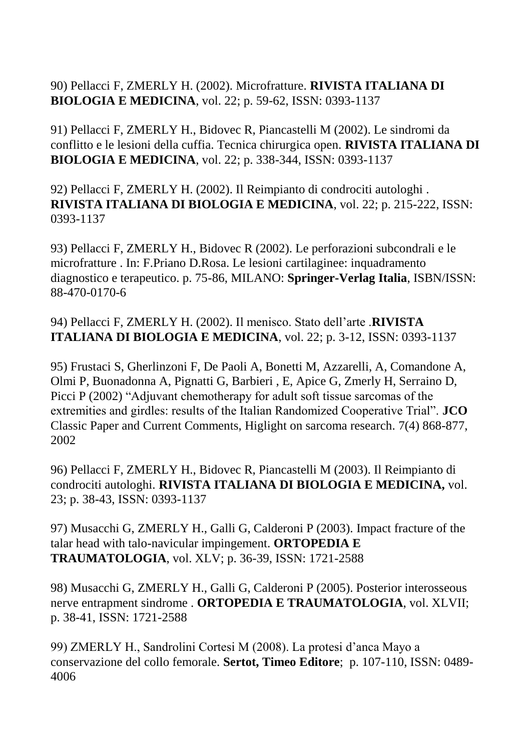90) Pellacci F, ZMERLY H. (2002). Microfratture. **RIVISTA ITALIANA DI BIOLOGIA E MEDICINA**, vol. 22; p. 59-62, ISSN: 0393-1137

91) Pellacci F, ZMERLY H., Bidovec R, Piancastelli M (2002). Le sindromi da conflitto e le lesioni della cuffia. Tecnica chirurgica open. **RIVISTA ITALIANA DI BIOLOGIA E MEDICINA**, vol. 22; p. 338-344, ISSN: 0393-1137

92) Pellacci F, ZMERLY H. (2002). Il Reimpianto di condrociti autologhi . **RIVISTA ITALIANA DI BIOLOGIA E MEDICINA**, vol. 22; p. 215-222, ISSN: 0393-1137

93) Pellacci F, ZMERLY H., Bidovec R (2002). Le perforazioni subcondrali e le microfratture . In: F.Priano D.Rosa. Le lesioni cartilaginee: inquadramento diagnostico e terapeutico. p. 75-86, MILANO: **Springer-Verlag Italia**, ISBN/ISSN: 88-470-0170-6

94) Pellacci F, ZMERLY H. (2002). Il menisco. Stato dell'arte .**RIVISTA ITALIANA DI BIOLOGIA E MEDICINA**, vol. 22; p. 3-12, ISSN: 0393-1137

95) Frustaci S, Gherlinzoni F, De Paoli A, Bonetti M, Azzarelli, A, Comandone A, Olmi P, Buonadonna A, Pignatti G, Barbieri , E, Apice G, Zmerly H, Serraino D, Picci P (2002) "Adjuvant chemotherapy for adult soft tissue sarcomas of the extremities and girdles: results of the Italian Randomized Cooperative Trial". **JCO** Classic Paper and Current Comments, Higlight on sarcoma research. 7(4) 868-877, 2002

96) Pellacci F, ZMERLY H., Bidovec R, Piancastelli M (2003). Il Reimpianto di condrociti autologhi. **RIVISTA ITALIANA DI BIOLOGIA E MEDICINA,** vol. 23; p. 38-43, ISSN: 0393-1137

97) Musacchi G, ZMERLY H., Galli G, Calderoni P (2003). Impact fracture of the talar head with talo-navicular impingement. **ORTOPEDIA E TRAUMATOLOGIA**, vol. XLV; p. 36-39, ISSN: 1721-2588

98) Musacchi G, ZMERLY H., Galli G, Calderoni P (2005). Posterior interosseous nerve entrapment sindrome . **ORTOPEDIA E TRAUMATOLOGIA**, vol. XLVII; p. 38-41, ISSN: 1721-2588

99) ZMERLY H., Sandrolini Cortesi M (2008). La protesi d'anca Mayo a conservazione del collo femorale. **Sertot, Timeo Editore**; p. 107-110, ISSN: 0489-4006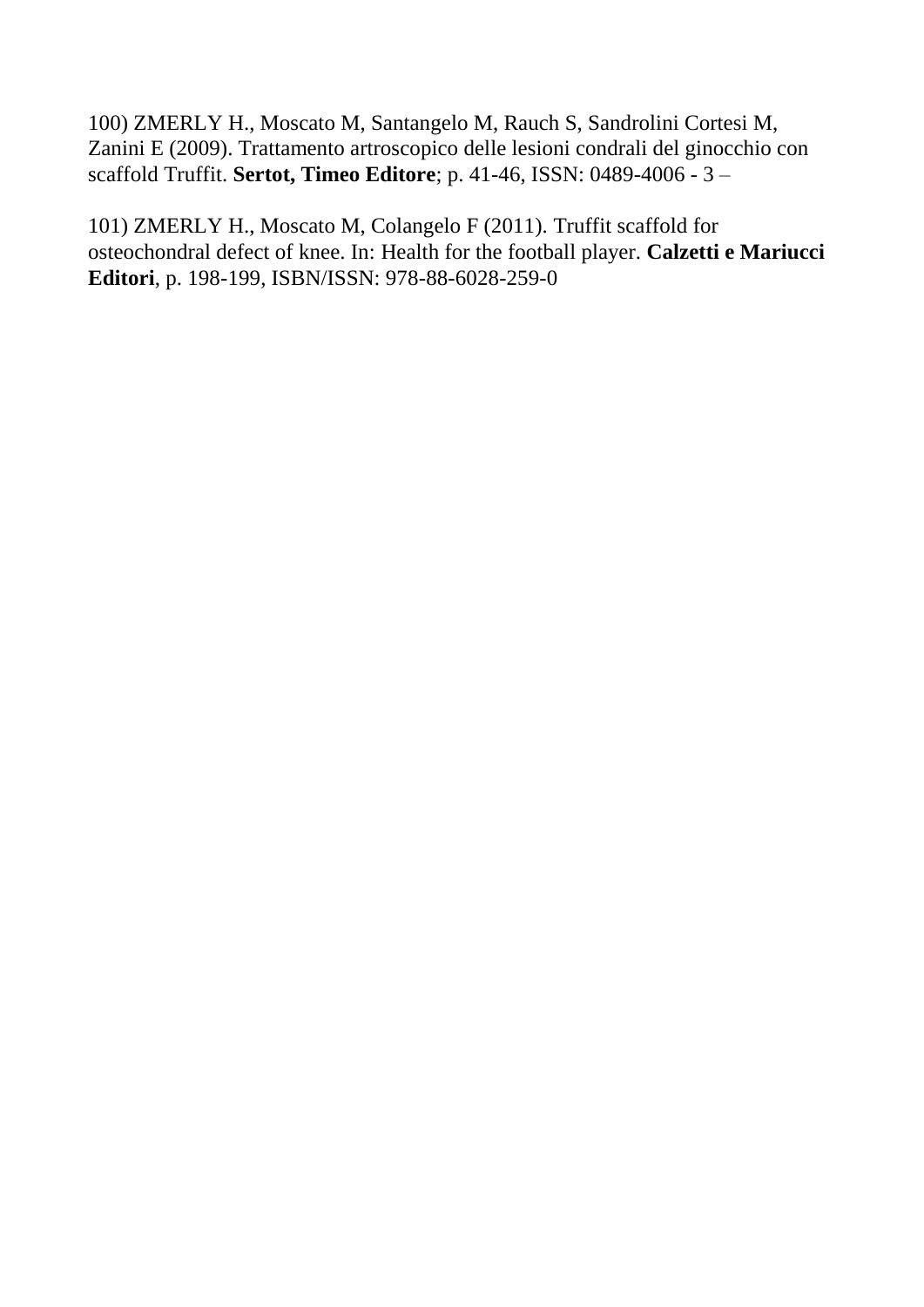100) ZMERLY H., Moscato M, Santangelo M, Rauch S, Sandrolini Cortesi M, Zanini E (2009). Trattamento artroscopico delle lesioni condrali del ginocchio con scaffold Truffit. **Sertot, Timeo Editore**; p. 41-46, ISSN: 0489-4006 - 3 –

101) ZMERLY H., Moscato M, Colangelo F (2011). Truffit scaffold for osteochondral defect of knee. In: Health for the football player. **Calzetti e Mariucci Editori**, p. 198-199, ISBN/ISSN: 978-88-6028-259-0